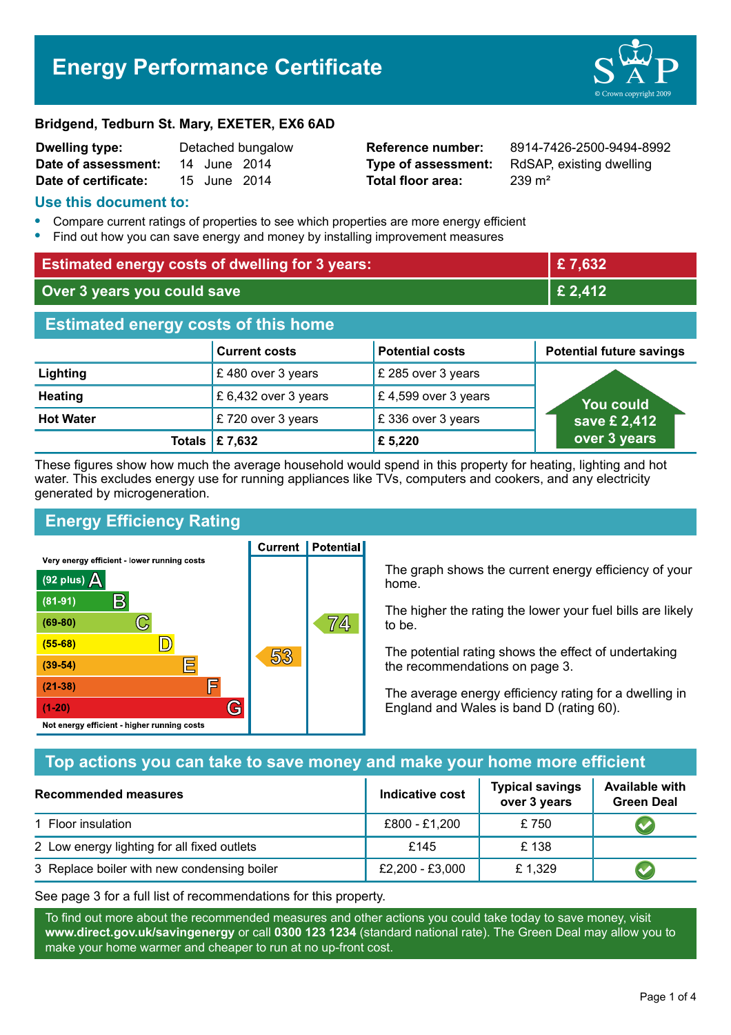# Energy Performance Certificate

**Bridgend, Tedburn St. Mary, EXETER, EX6 6AD**

| | | | |
|---|---|---|---|
| **Dwelling type:** | Detached bungalow | **Reference number:** | 8914-7426-2500-9494-8992 |
| **Date of assessment:** | 14 June 2014 | **Type of assessment:** | RdSAP, existing dwelling |
| **Date of certificate:** | 15 June 2014 | **Total floor area:** | 239 m² |

## Use this document to:

- Compare current ratings of properties to see which properties are more energy efficient
- Find out how you can save energy and money by installing improvement measures

| | |
|---|---|
| **Estimated energy costs of dwelling for 3 years:** | **£ 7,632** |
| **Over 3 years you could save** | **£ 2,412** |

## Estimated energy costs of this home

| | Current costs | Potential costs | Potential future savings |
|---|---|---|---|
| **Lighting** | £ 480 over 3 years | £ 285 over 3 years | You could save £ 2,412 over 3 years |
| **Heating** | £ 6,432 over 3 years | £ 4,599 over 3 years | |
| **Hot Water** | £ 720 over 3 years | £ 336 over 3 years | |
| **Totals** | **£ 7,632** | **£ 5,220** | |

These figures show how much the average household would spend in this property for heating, lighting and hot water. This excludes energy use for running appliances like TVs, computers and cookers, and any electricity generated by microgeneration.

## Energy Efficiency Rating

| Rating band | Current | Potential |
|---|---|---|
| Very energy efficient - lower running costs | | |
| (92 plus) A | | |
| (81-91) B | | |
| (69-80) C | | 74 |
| (55-68) D | | |
| (39-54) E | 53 | |
| (21-38) F | | |
| (1-20) G | | |
| Not energy efficient - higher running costs | | |

The graph shows the current energy efficiency of your home.

The higher the rating the lower your fuel bills are likely to be.

The potential rating shows the effect of undertaking the recommendations on page 3.

The average energy efficiency rating for a dwelling in England and Wales is band D (rating 60).

## Top actions you can take to save money and make your home more efficient

| Recommended measures | Indicative cost | Typical savings over 3 years | Available with Green Deal |
|---|---|---|---|
| 1 Floor insulation | £800 - £1,200 | £ 750 | ✔ |
| 2 Low energy lighting for all fixed outlets | £145 | £ 138 | |
| 3 Replace boiler with new condensing boiler | £2,200 - £3,000 | £ 1,329 | ✔ |

See page 3 for a full list of recommendations for this property.

To find out more about the recommended measures and other actions you could take today to save money, visit **www.direct.gov.uk/savingenergy** or call **0300 123 1234** (standard national rate). The Green Deal may allow you to make your home warmer and cheaper to run at no up-front cost.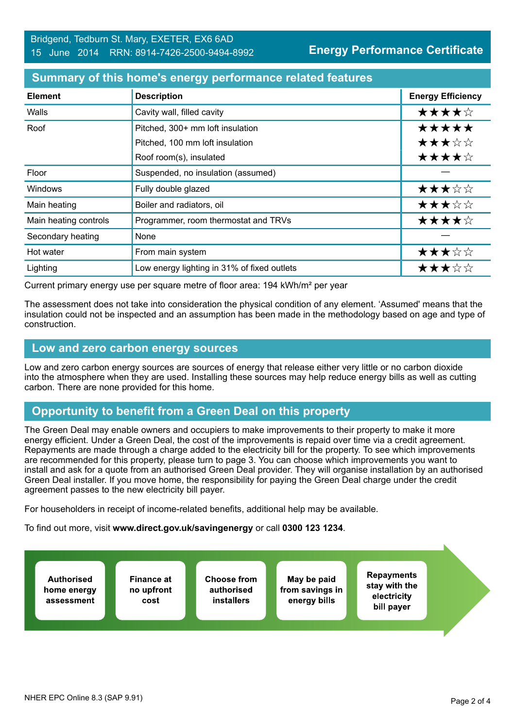Bridgend, Tedburn St. Mary, EXETER, EX6 6AD
15 June 2014 RRN: 8914-7426-2500-9494-8992

**Energy Performance Certificate**

## Summary of this home's energy performance related features

| Element | Description | Energy Efficiency |
|---|---|---|
| Walls | Cavity wall, filled cavity | ★★★★☆ |
| Roof | Pitched, 300+ mm loft insulation | ★★★★★ |
| | Pitched, 100 mm loft insulation | ★★★☆☆ |
| | Roof room(s), insulated | ★★★★☆ |
| Floor | Suspended, no insulation (assumed) | — |
| Windows | Fully double glazed | ★★★☆☆ |
| Main heating | Boiler and radiators, oil | ★★★☆☆ |
| Main heating controls | Programmer, room thermostat and TRVs | ★★★★☆ |
| Secondary heating | None | — |
| Hot water | From main system | ★★★☆☆ |
| Lighting | Low energy lighting in 31% of fixed outlets | ★★★☆☆ |

Current primary energy use per square metre of floor area: 194 kWh/m² per year

The assessment does not take into consideration the physical condition of any element. 'Assumed' means that the insulation could not be inspected and an assumption has been made in the methodology based on age and type of construction.

## Low and zero carbon energy sources

Low and zero carbon energy sources are sources of energy that release either very little or no carbon dioxide into the atmosphere when they are used. Installing these sources may help reduce energy bills as well as cutting carbon. There are none provided for this home.

## Opportunity to benefit from a Green Deal on this property

The Green Deal may enable owners and occupiers to make improvements to their property to make it more energy efficient. Under a Green Deal, the cost of the improvements is repaid over time via a credit agreement. Repayments are made through a charge added to the electricity bill for the property. To see which improvements are recommended for this property, please turn to page 3. You can choose which improvements you want to install and ask for a quote from an authorised Green Deal provider. They will organise installation by an authorised Green Deal installer. If you move home, the responsibility for paying the Green Deal charge under the credit agreement passes to the new electricity bill payer.

For householders in receipt of income-related benefits, additional help may be available.

To find out more, visit **www.direct.gov.uk/savingenergy** or call **0300 123 1234**.

**Authorised home energy assessment** → **Finance at no upfront cost** → **Choose from authorised installers** → **May be paid from savings in energy bills** → **Repayments stay with the electricity bill payer**

NHER EPC Online 8.3 (SAP 9.91)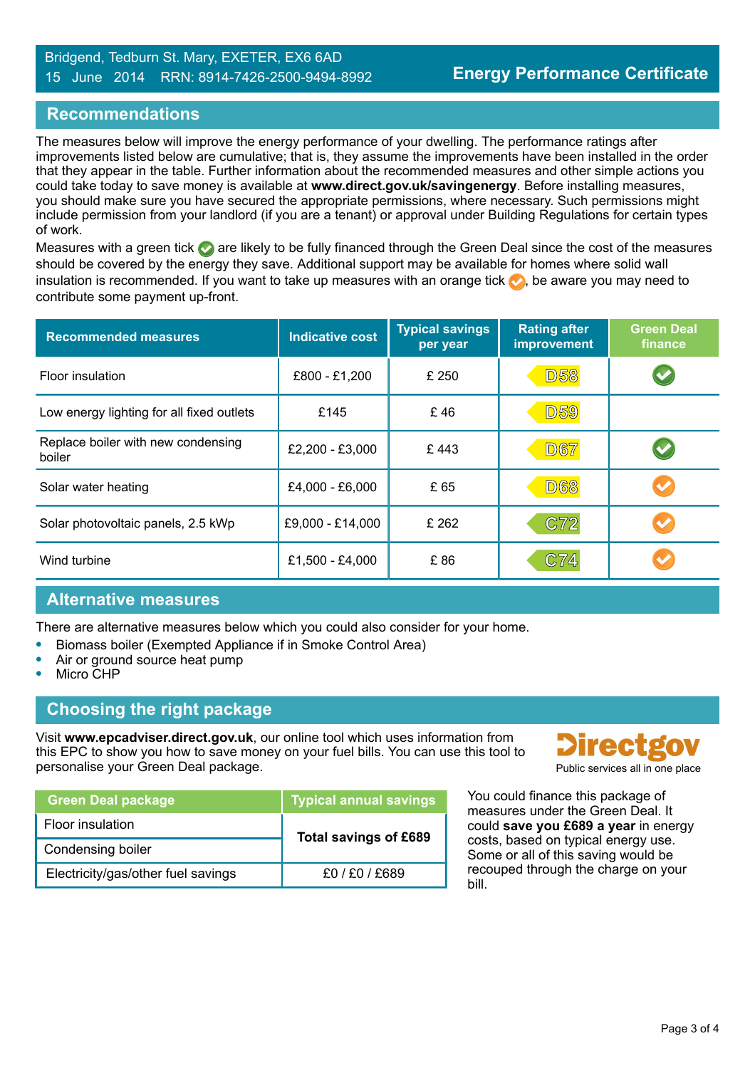Bridgend, Tedburn St. Mary, EXETER, EX6 6AD
15 June 2014 RRN: 8914-7426-2500-9494-8992

**Energy Performance Certificate**

## Recommendations

The measures below will improve the energy performance of your dwelling. The performance ratings after improvements listed below are cumulative; that is, they assume the improvements have been installed in the order that they appear in the table. Further information about the recommended measures and other simple actions you could take today to save money is available at **www.direct.gov.uk/savingenergy**. Before installing measures, you should make sure you have secured the appropriate permissions, where necessary. Such permissions might include permission from your landlord (if you are a tenant) or approval under Building Regulations for certain types of work.

Measures with a green tick ✓ are likely to be fully financed through the Green Deal since the cost of the measures should be covered by the energy they save. Additional support may be available for homes where solid wall insulation is recommended. If you want to take up measures with an orange tick ✓, be aware you may need to contribute some payment up-front.

| Recommended measures | Indicative cost | Typical savings per year | Rating after improvement | Green Deal finance |
|---|---|---|---|---|
| Floor insulation | £800 - £1,200 | £ 250 | D58 | ✓ (green) |
| Low energy lighting for all fixed outlets | £145 | £ 46 | D59 | |
| Replace boiler with new condensing boiler | £2,200 - £3,000 | £ 443 | D67 | ✓ (green) |
| Solar water heating | £4,000 - £6,000 | £ 65 | D68 | ✓ (orange) |
| Solar photovoltaic panels, 2.5 kWp | £9,000 - £14,000 | £ 262 | C72 | ✓ (orange) |
| Wind turbine | £1,500 - £4,000 | £ 86 | C74 | ✓ (orange) |

## Alternative measures

There are alternative measures below which you could also consider for your home.

- Biomass boiler (Exempted Appliance if in Smoke Control Area)
- Air or ground source heat pump
- Micro CHP

## Choosing the right package

Visit **www.epcadviser.direct.gov.uk**, our online tool which uses information from this EPC to show you how to save money on your fuel bills. You can use this tool to personalise your Green Deal package.

Directgov
Public services all in one place

| Green Deal package | Typical annual savings |
|---|---|
| Floor insulation | **Total savings of £689** |
| Condensing boiler | |
| Electricity/gas/other fuel savings | £0 / £0 / £689 |

You could finance this package of measures under the Green Deal. It could **save you £689 a year** in energy costs, based on typical energy use. Some or all of this saving would be recouped through the charge on your bill.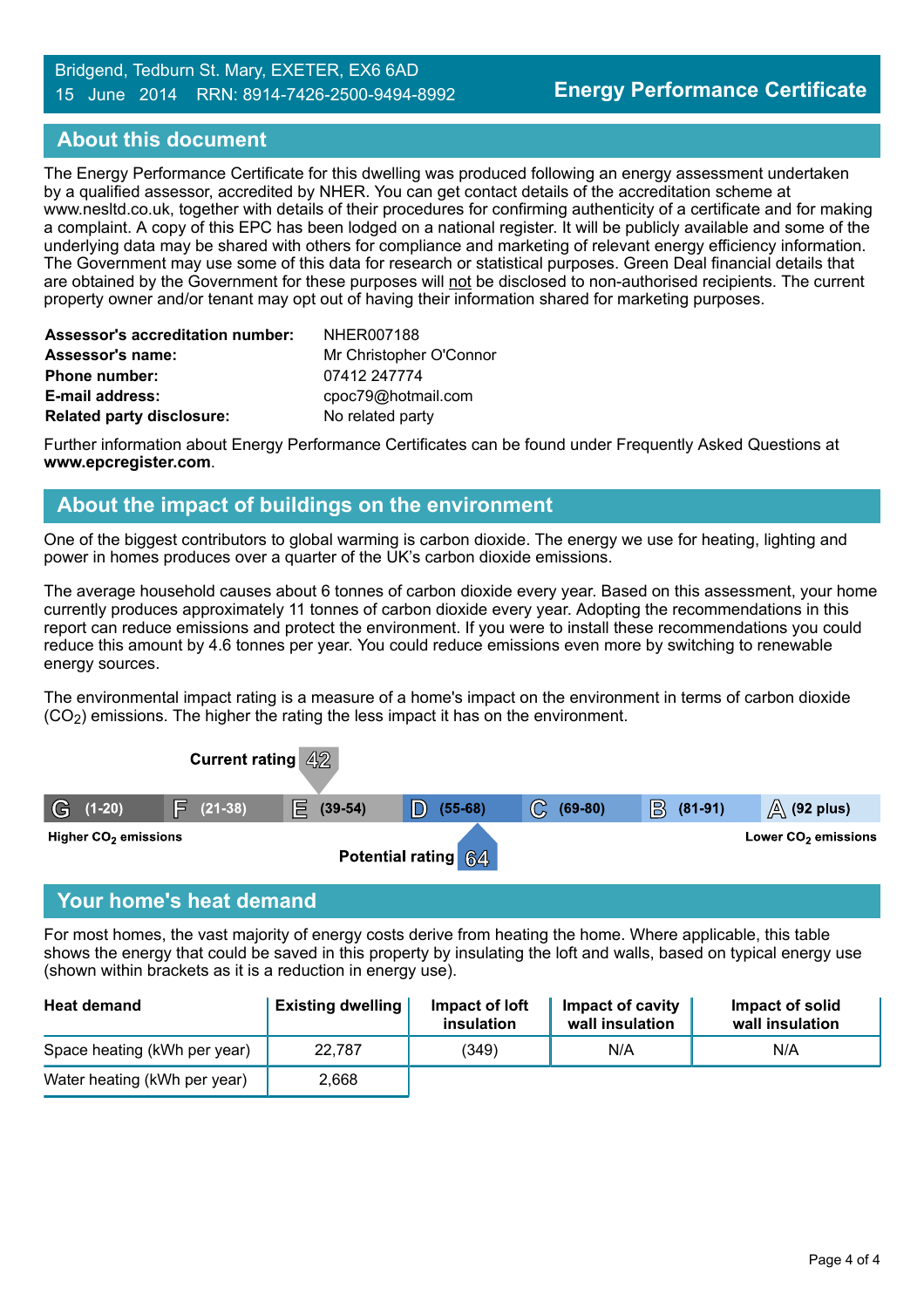Bridgend, Tedburn St. Mary, EXETER, EX6 6AD
15 June 2014 RRN: 8914-7426-2500-9494-8992

**Energy Performance Certificate**

## About this document

The Energy Performance Certificate for this dwelling was produced following an energy assessment undertaken by a qualified assessor, accredited by NHER. You can get contact details of the accreditation scheme at www.nesltd.co.uk, together with details of their procedures for confirming authenticity of a certificate and for making a complaint. A copy of this EPC has been lodged on a national register. It will be publicly available and some of the underlying data may be shared with others for compliance and marketing of relevant energy efficiency information. The Government may use some of this data for research or statistical purposes. Green Deal financial details that are obtained by the Government for these purposes will not be disclosed to non-authorised recipients. The current property owner and/or tenant may opt out of having their information shared for marketing purposes.

| | |
|---|---|
| **Assessor's accreditation number:** | NHER007188 |
| **Assessor's name:** | Mr Christopher O'Connor |
| **Phone number:** | 07412 247774 |
| **E-mail address:** | cpoc79@hotmail.com |
| **Related party disclosure:** | No related party |

Further information about Energy Performance Certificates can be found under Frequently Asked Questions at **www.epcregister.com**.

## About the impact of buildings on the environment

One of the biggest contributors to global warming is carbon dioxide. The energy we use for heating, lighting and power in homes produces over a quarter of the UK's carbon dioxide emissions.

The average household causes about 6 tonnes of carbon dioxide every year. Based on this assessment, your home currently produces approximately 11 tonnes of carbon dioxide every year. Adopting the recommendations in this report can reduce emissions and protect the environment. If you were to install these recommendations you could reduce this amount by 4.6 tonnes per year. You could reduce emissions even more by switching to renewable energy sources.

The environmental impact rating is a measure of a home's impact on the environment in terms of carbon dioxide ($CO_2$) emissions. The higher the rating the less impact it has on the environment.

Current rating 42

G (1-20) F (21-38) E (39-54) D (55-68) C (69-80) B (81-91) A (92 plus)

Higher $CO_2$ emissions

Lower $CO_2$ emissions

Potential rating 64

## Your home's heat demand

For most homes, the vast majority of energy costs derive from heating the home. Where applicable, this table shows the energy that could be saved in this property by insulating the loft and walls, based on typical energy use (shown within brackets as it is a reduction in energy use).

| Heat demand | Existing dwelling | Impact of loft insulation | Impact of cavity wall insulation | Impact of solid wall insulation |
|---|---|---|---|---|
| Space heating (kWh per year) | 22,787 | (349) | N/A | N/A |
| Water heating (kWh per year) | 2,668 | | | |